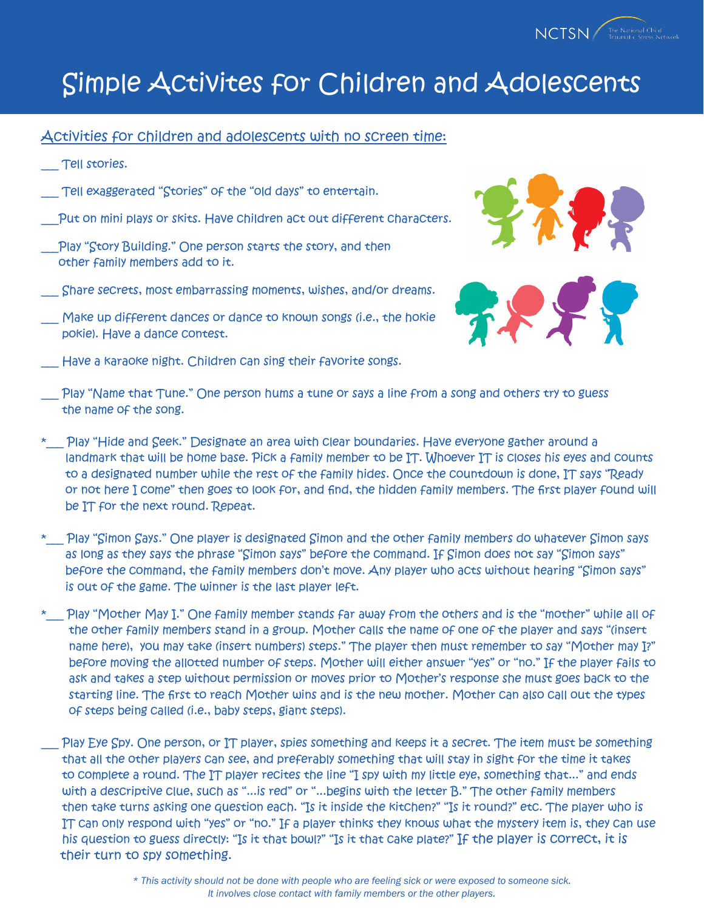# Simple Activites for Children and Adolescents

## Activities for children and adolescents with no screen time:

___ Tell stories.

___ Tell exaggerated "stories" of the "old days" to entertain.

___Put on mini plays or skits. Have children act out different characters.

___Play "Story Building." One person starts the story, and then other family members add to it.

___ Share secrets, most embarrassing moments, wishes, and/or dreams.

___ Make up different dances or dance to known songs (i.e., the hokie pokie). Have a dance contest.

___ Have a karaoke night. Children can sing their favorite songs.

___ Play "Name that Tune." One person hums a tune or says a line from a song and others try to guess the name of the song.

*___ Play "Hide and Seek." Designate an area with clear boundaries. Have everyone gather around a landmark that will be home base. Pick a family member to be IT. Whoever IT is closes his eyes and counts to a designated number while the rest of the family hides. Once the countdown is done, IT says "Ready or not here I come" then goes to look for, and find, the hidden family members. The first player found will be IT for the next round. Repeat.

*___ Play "Simon Says." One player is designated Simon and the other family members do whatever Simon says as long as they says the phrase "Simon says" before the command. If Simon does not say "Simon says" before the command, the family members don't move. Any player who acts without hearing "Simon says" is out of the game. The winner is the last player left.

*___ Play "Mother May I." One family member stands far away from the others and is the "mother" while all of the other family members stand in a group. Mother calls the name of one of the player and says "(insert name here), you may take (insert numbers) steps." The player then must remember to say "Mother may I?" before moving the allotted number of steps. Mother will either answer "yes" or "no." If the player fails to ask and takes a step without permission or moves prior to Mother's response she must goes back to the starting line. The first to reach Mother wins and is the new mother. Mother can also call out the types of steps being called (i.e., baby steps, giant steps).

___ Play Eye Spy. One person, or IT player, spies something and keeps it a secret. The item must be something that all the other players can see, and preferably something that will stay in sight for the time it takes to complete a round. The IT player recites the line "I spy with my little eye, something that..." and ends with a descriptive clue, such as "...is red" or "...begins with the letter B." The other family members then take turns asking one question each. "Is it inside the kitchen?" "Is it round?" etc. The player who is IT can only respond with "yes" or "no." If a player thinks they knows what the mystery item is, they can use his question to guess directly: "Is it that bowl?" "Is it that cake plate?" If the player is correct, it is their turn to spy something.

*\* This activity should not be done with people who are feeling sick or were exposed to someone sick. It involves close contact with family members or the other players.*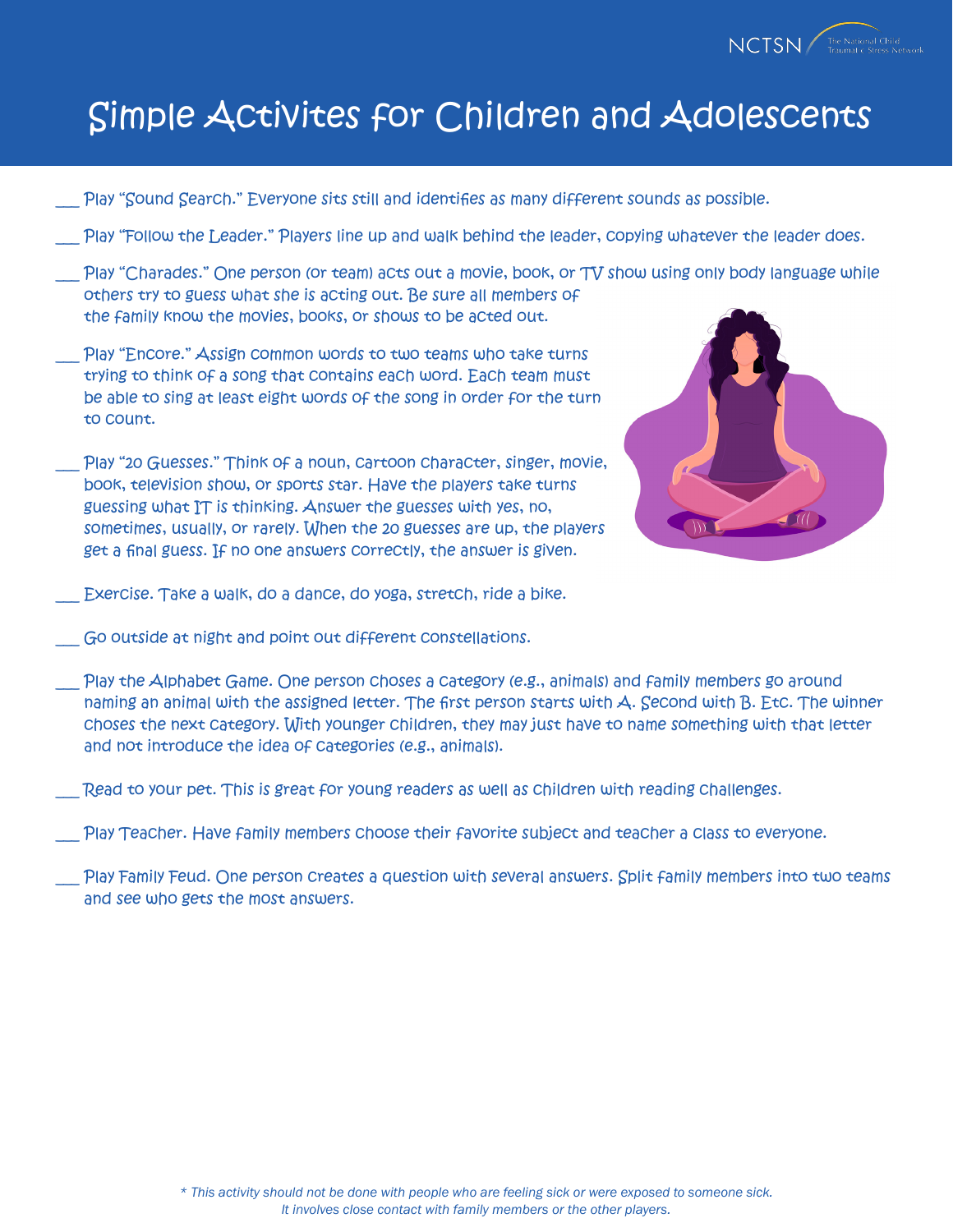# Simple Activites for Children and Adolescents

___ Play "Sound Search." Everyone sits still and identifies as many different sounds as possible.

___ Play "Follow the Leader." Players line up and walk behind the leader, copying whatever the leader does.

___ Play "Charades." One person (or team) acts out a movie, book, or TV show using only body language while others try to guess what she is acting out. Be sure all members of the family know the movies, books, or shows to be acted out.

___ Play "Encore." Assign common words to two teams who take turns trying to think of a song that contains each word. Each team must be able to sing at least eight words of the song in order for the turn to count.

___ Play "20 Guesses." Think of a noun, cartoon character, singer, movie, book, television show, or sports star. Have the players take turns guessing what IT is thinking. Answer the guesses with yes, no, sometimes, usually, or rarely. When the 20 guesses are up, the players get a final guess. If no one answers correctly, the answer is given.

___ Exercise. Take a walk, do a dance, do yoga, stretch, ride a bike.

___ Go outside at night and point out different constellations.

___ Play the Alphabet Game. One person choses a category (e.g., animals) and family members go around naming an animal with the assigned letter. The first person starts with A. Second with B. Etc. The winner choses the next category. With younger children, they may just have to name something with that letter and not introduce the idea of categories (e.g., animals).

___ Read to your pet. This is great for young readers as well as children with reading challenges.

___ Play Teacher. Have family members choose their favorite subject and teacher a class to everyone.

___ Play Family Feud. One person creates a question with several answers. Split family members into two teams and see who gets the most answers.

*\* This activity should not be done with people who are feeling sick or were exposed to someone sick. It involves close contact with family members or the other players.*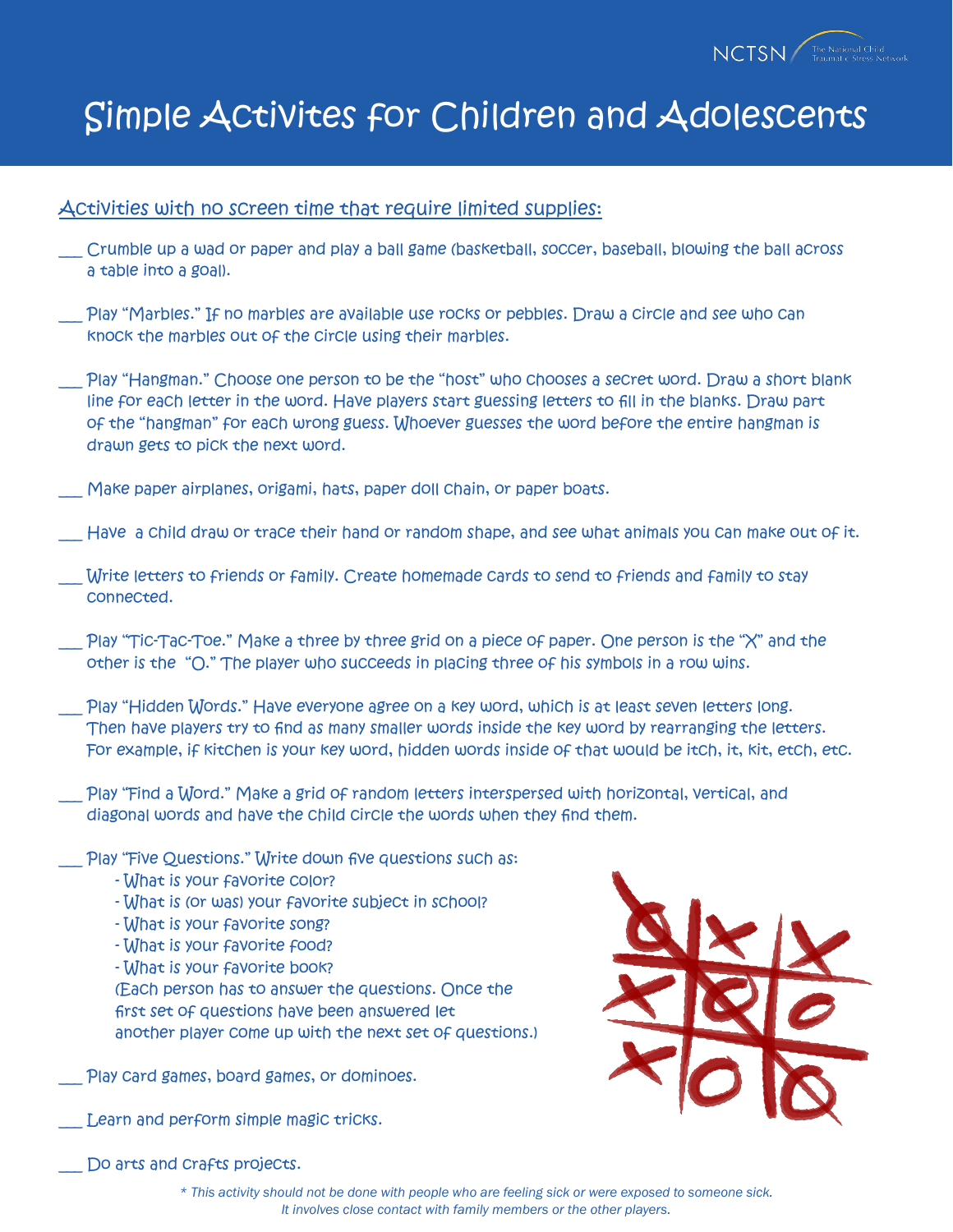# Simple Activites for Children and Adolescents

## Activities with no screen time that require limited supplies:

___ Crumble up a wad or paper and play a ball game (basketball, soccer, baseball, blowing the ball across a table into a goal).

___ Play "Marbles." If no marbles are available use rocks or pebbles. Draw a circle and see who can knock the marbles out of the circle using their marbles.

___ Play "Hangman." Choose one person to be the "host" who chooses a secret word. Draw a short blank line for each letter in the word. Have players start guessing letters to fill in the blanks. Draw part of the "hangman" for each wrong guess. Whoever guesses the word before the entire hangman is drawn gets to pick the next word.

___ Make paper airplanes, origami, hats, paper doll chain, or paper boats.

___ Have a child draw or trace their hand or random shape, and see what animals you can make out of it.

___ Write letters to friends or family. Create homemade cards to send to friends and family to stay connected.

___ Play "Tic-Tac-Toe." Make a three by three grid on a piece of paper. One person is the "X" and the other is the "O." The player who succeeds in placing three of his symbols in a row wins.

___ Play "Hidden Words." Have everyone agree on a key word, which is at least seven letters long. Then have players try to find as many smaller words inside the key word by rearranging the letters. For example, if kitchen is your key word, hidden words inside of that would be itch, it, kit, etch, etc.

___ Play "Find a Word." Make a grid of random letters interspersed with horizontal, vertical, and diagonal words and have the child circle the words when they find them.

___ Play "Five Questions." Write down five questions such as:
- What is your favorite color?
- What is (or was) your favorite subject in school?
- What is your favorite song?
- What is your favorite food?
- What is your favorite book?

(Each person has to answer the questions. Once the first set of questions have been answered let another player come up with the next set of questions.)

___ Play card games, board games, or dominoes.

___ Learn and perform simple magic tricks.

___ Do arts and crafts projects.

*\* This activity should not be done with people who are feeling sick or were exposed to someone sick. It involves close contact with family members or the other players.*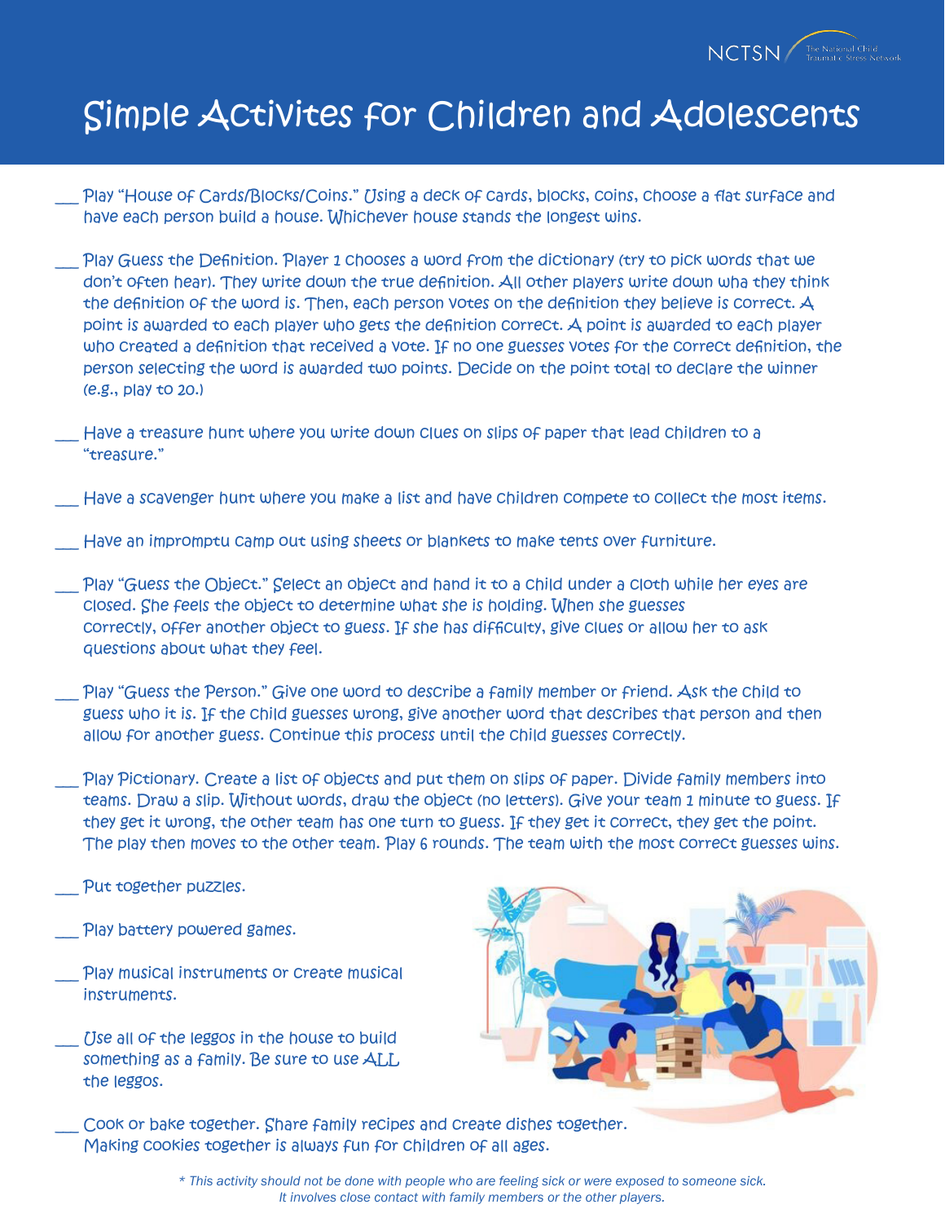# Simple Activites for Children and Adolescents

___ Play "House of Cards/Blocks/Coins." Using a deck of cards, blocks, coins, choose a flat surface and have each person build a house. Whichever house stands the longest wins.

___ Play Guess the Definition. Player 1 chooses a word from the dictionary (try to pick words that we don't often hear). They write down the true definition. All other players write down wha they think the definition of the word is. Then, each person votes on the definition they believe is correct. A point is awarded to each player who gets the definition correct. A point is awarded to each player who created a definition that received a vote. If no one guesses votes for the correct definition, the person selecting the word is awarded two points. Decide on the point total to declare the winner (e.g., play to 20.)

___ Have a treasure hunt where you write down clues on slips of paper that lead children to a "treasure."

___ Have a scavenger hunt where you make a list and have children compete to collect the most items.

___ Have an impromptu camp out using sheets or blankets to make tents over furniture.

___ Play "Guess the Object." Select an object and hand it to a child under a cloth while her eyes are closed. She feels the object to determine what she is holding. When she guesses correctly, offer another object to guess. If she has difficulty, give clues or allow her to ask questions about what they feel.

___ Play "Guess the Person." Give one word to describe a family member or friend. Ask the child to guess who it is. If the child guesses wrong, give another word that describes that person and then allow for another guess. Continue this process until the child guesses correctly.

___ Play Pictionary. Create a list of objects and put them on slips of paper. Divide family members into teams. Draw a slip. Without words, draw the object (no letters). Give your team 1 minute to guess. If they get it wrong, the other team has one turn to guess. If they get it correct, they get the point. The play then moves to the other team. Play 6 rounds. The team with the most correct guesses wins.

___ Put together puzzles.

___ Play battery powered games.

___ Play musical instruments or create musical instruments.

___ Use all of the leggos in the house to build something as a family. Be sure to use ALL the leggos.

___ Cook or bake together. Share family recipes and create dishes together. Making cookies together is always fun for children of all ages.

*\* This activity should not be done with people who are feeling sick or were exposed to someone sick. It involves close contact with family members or the other players.*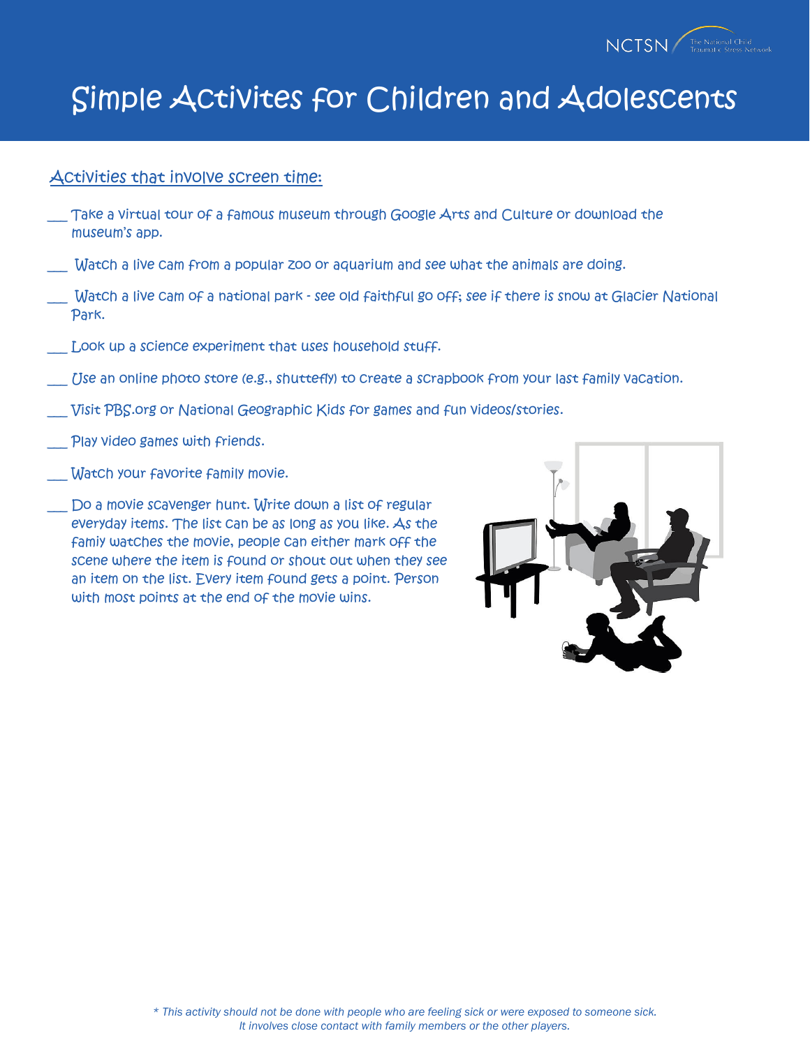# Simple Activites for Children and Adolescents

## Activities that involve screen time:

___ Take a virtual tour of a famous museum through Google Arts and Culture or download the museum's app.

___ Watch a live cam from a popular zoo or aquarium and see what the animals are doing.

___ Watch a live cam of a national park - see old faithful go off; see if there is snow at Glacier National Park.

___ Look up a science experiment that uses household stuff.

___ Use an online photo store (e.g., shutterfly) to create a scrapbook from your last family vacation.

___ Visit PBS.org or National Geographic Kids for games and fun videos/stories.

___ Play video games with friends.

___ Watch your favorite family movie.

___ Do a movie scavenger hunt. Write down a list of regular everyday items. The list can be as long as you like. As the famiy watches the movie, people can either mark off the scene where the item is found or shout out when they see an item on the list. Every item found gets a point. Person with most points at the end of the movie wins.

*\* This activity should not be done with people who are feeling sick or were exposed to someone sick. It involves close contact with family members or the other players.*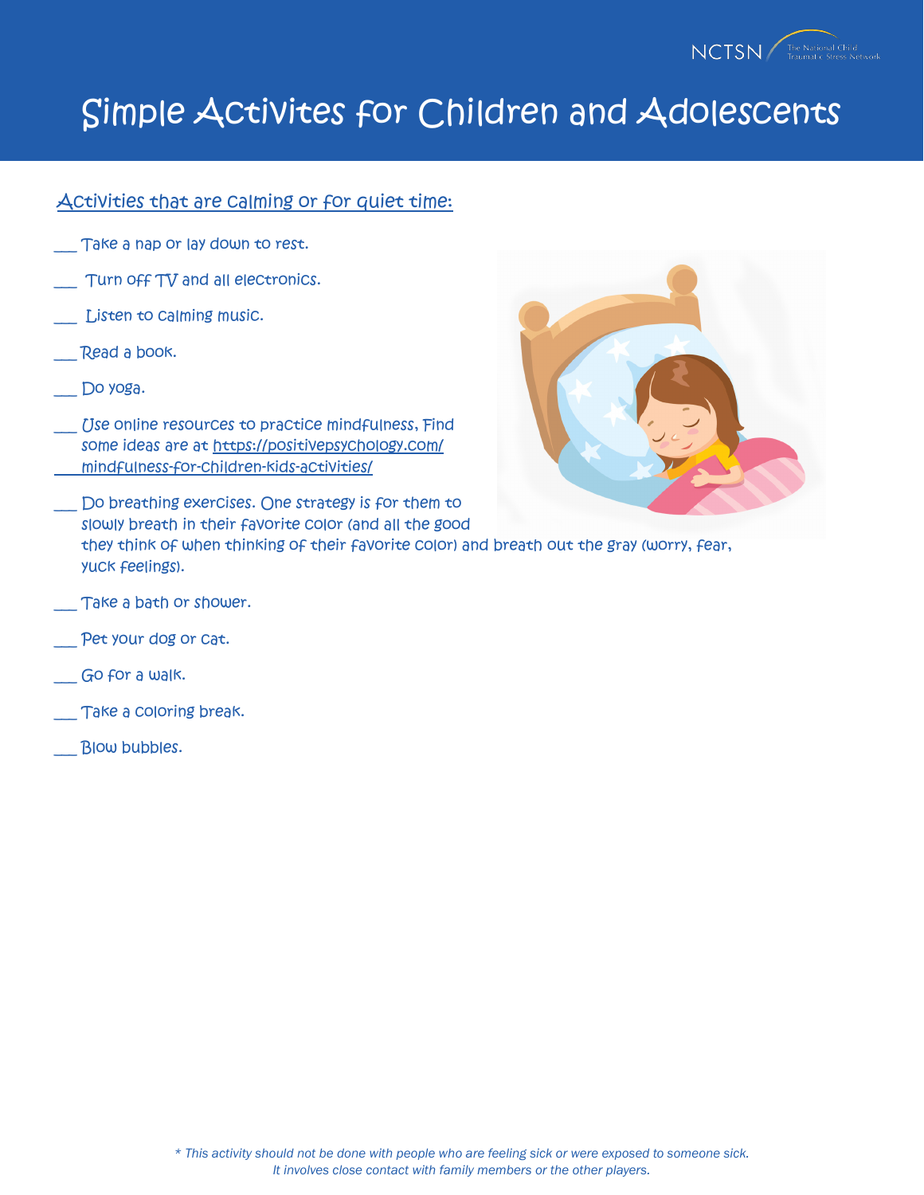# Simple Activites for Children and Adolescents

## Activities that are calming or for quiet time:

___ Take a nap or lay down to rest.

___ Turn off TV and all electronics.

___ Listen to calming music.

___ Read a book.

___ Do yoga.

___ Use online resources to practice mindfulness, Find some ideas are at https://positivepsychology.com/mindfulness-for-children-kids-activities/

___ Do breathing exercises. One strategy is for them to slowly breath in their favorite color (and all the good they think of when thinking of their favorite color) and breath out the gray (worry, fear, yuck feelings).

___ Take a bath or shower.

___ Pet your dog or cat.

___ Go for a walk.

___ Take a coloring break.

___ Blow bubbles.

*\* This activity should not be done with people who are feeling sick or were exposed to someone sick. It involves close contact with family members or the other players.*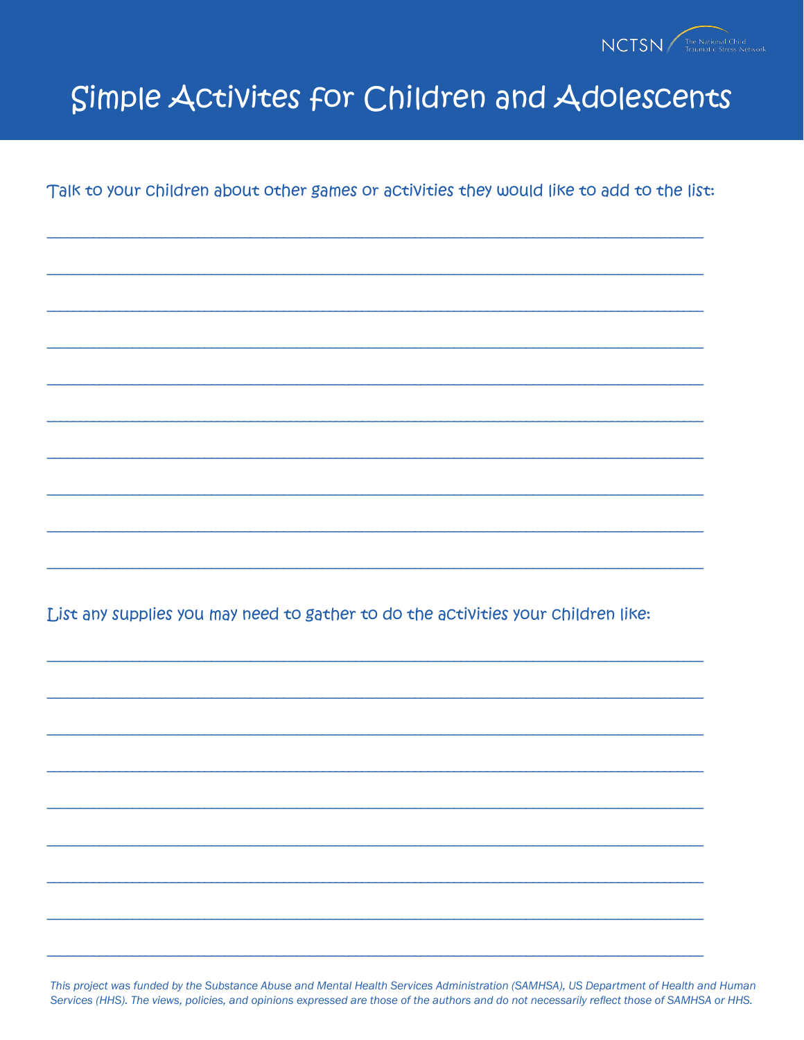# Simple Activites for Children and Adolescents

Talk to your children about other games or activities they would like to add to the list:

______________________________________________________________________________

______________________________________________________________________________

______________________________________________________________________________

______________________________________________________________________________

______________________________________________________________________________

______________________________________________________________________________

______________________________________________________________________________

______________________________________________________________________________

______________________________________________________________________________

______________________________________________________________________________

List any supplies you may need to gather to do the activities your children like:

______________________________________________________________________________

______________________________________________________________________________

______________________________________________________________________________

______________________________________________________________________________

______________________________________________________________________________

______________________________________________________________________________

______________________________________________________________________________

______________________________________________________________________________

______________________________________________________________________________

*This project was funded by the Substance Abuse and Mental Health Services Administration (SAMHSA), US Department of Health and Human Services (HHS). The views, policies, and opinions expressed are those of the authors and do not necessarily reflect those of SAMHSA or HHS.*